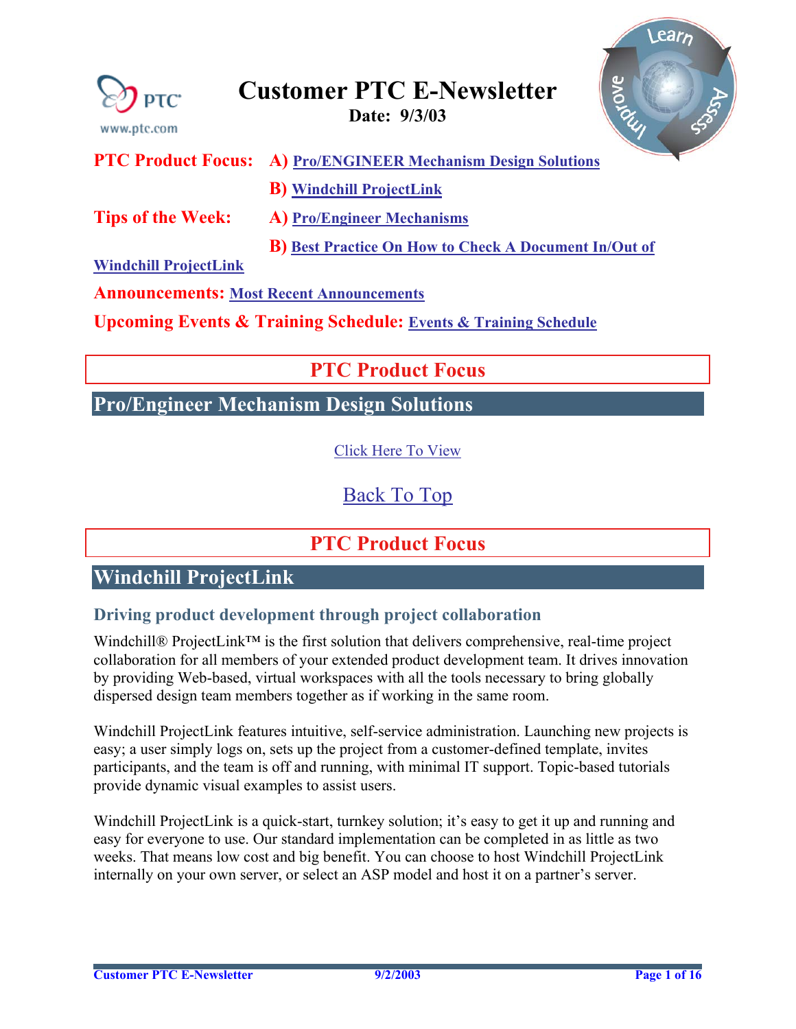# Customer PTC E-Newsletter

**Date: 9/3/03**

**PTC Product Focus:** **A)** Pro/ENGINEER Mechanism Design Solutions

**B)** Windchill ProjectLink

**Tips of the Week:** **A)** Pro/Engineer Mechanisms

**B)** Best Practice On How to Check A Document In/Out of Windchill ProjectLink

**Announcements:** Most Recent Announcements

**Upcoming Events & Training Schedule:** Events & Training Schedule

## PTC Product Focus

### Pro/Engineer Mechanism Design Solutions

Click Here To View

Back To Top

## PTC Product Focus

### Windchill ProjectLink

#### Driving product development through project collaboration

Windchill® ProjectLink™ is the first solution that delivers comprehensive, real-time project collaboration for all members of your extended product development team. It drives innovation by providing Web-based, virtual workspaces with all the tools necessary to bring globally dispersed design team members together as if working in the same room.

Windchill ProjectLink features intuitive, self-service administration. Launching new projects is easy; a user simply logs on, sets up the project from a customer-defined template, invites participants, and the team is off and running, with minimal IT support. Topic-based tutorials provide dynamic visual examples to assist users.

Windchill ProjectLink is a quick-start, turnkey solution; it's easy to get it up and running and easy for everyone to use. Our standard implementation can be completed in as little as two weeks. That means low cost and big benefit. You can choose to host Windchill ProjectLink internally on your own server, or select an ASP model and host it on a partner's server.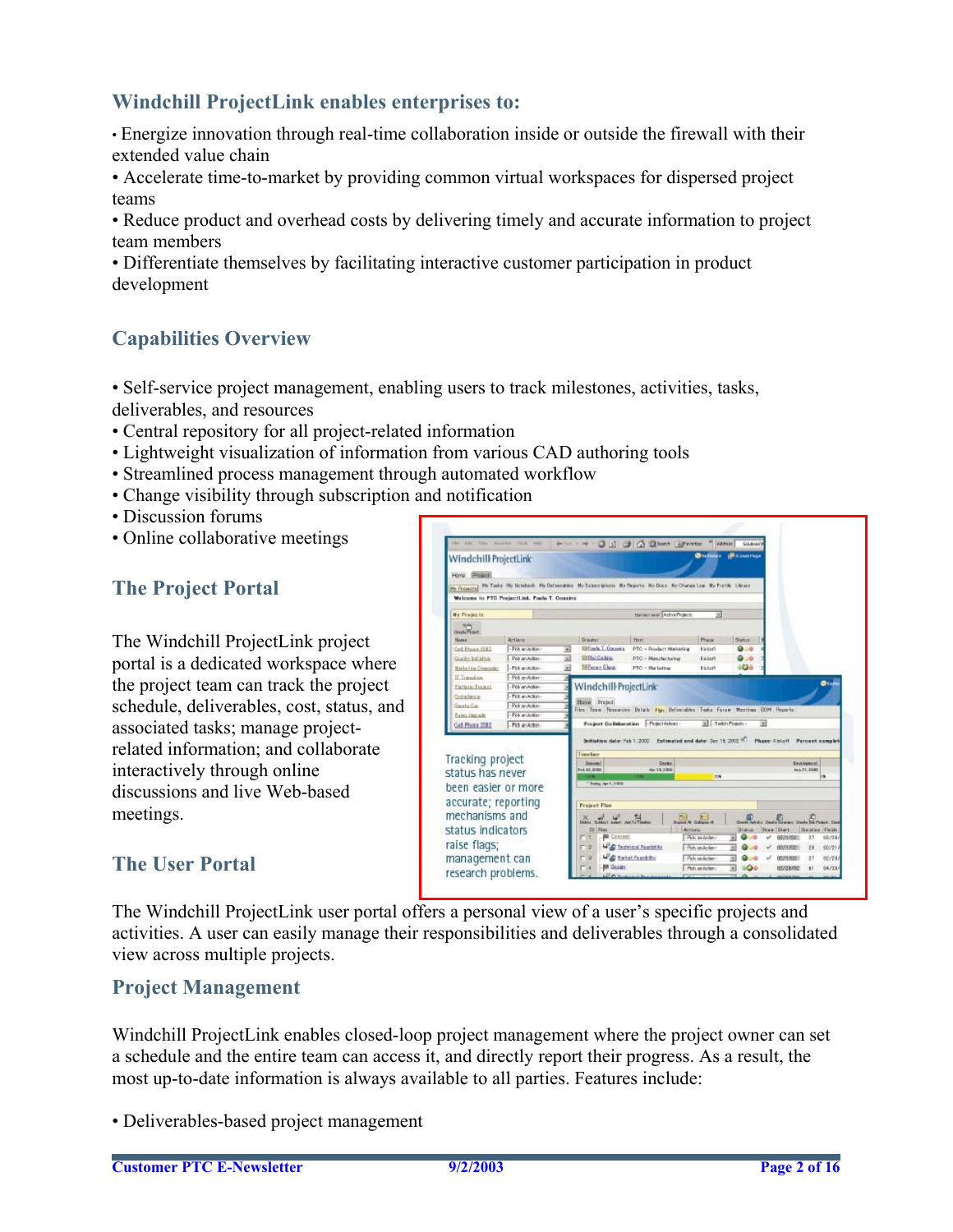## Windchill ProjectLink enables enterprises to:

- Energize innovation through real-time collaboration inside or outside the firewall with their extended value chain
- Accelerate time-to-market by providing common virtual workspaces for dispersed project teams
- Reduce product and overhead costs by delivering timely and accurate information to project team members
- Differentiate themselves by facilitating interactive customer participation in product development

## Capabilities Overview

- Self-service project management, enabling users to track milestones, activities, tasks, deliverables, and resources
- Central repository for all project-related information
- Lightweight visualization of information from various CAD authoring tools
- Streamlined process management through automated workflow
- Change visibility through subscription and notification
- Discussion forums
- Online collaborative meetings

## The Project Portal

The Windchill ProjectLink project portal is a dedicated workspace where the project team can track the project schedule, deliverables, cost, status, and associated tasks; manage project-related information; and collaborate interactively through online discussions and live Web-based meetings.

Tracking project status has never been easier or more accurate; reporting mechanisms and status indicators raise flags; management can research problems.

## The User Portal

The Windchill ProjectLink user portal offers a personal view of a user's specific projects and activities. A user can easily manage their responsibilities and deliverables through a consolidated view across multiple projects.

## Project Management

Windchill ProjectLink enables closed-loop project management where the project owner can set a schedule and the entire team can access it, and directly report their progress. As a result, the most up-to-date information is always available to all parties. Features include:

- Deliverables-based project management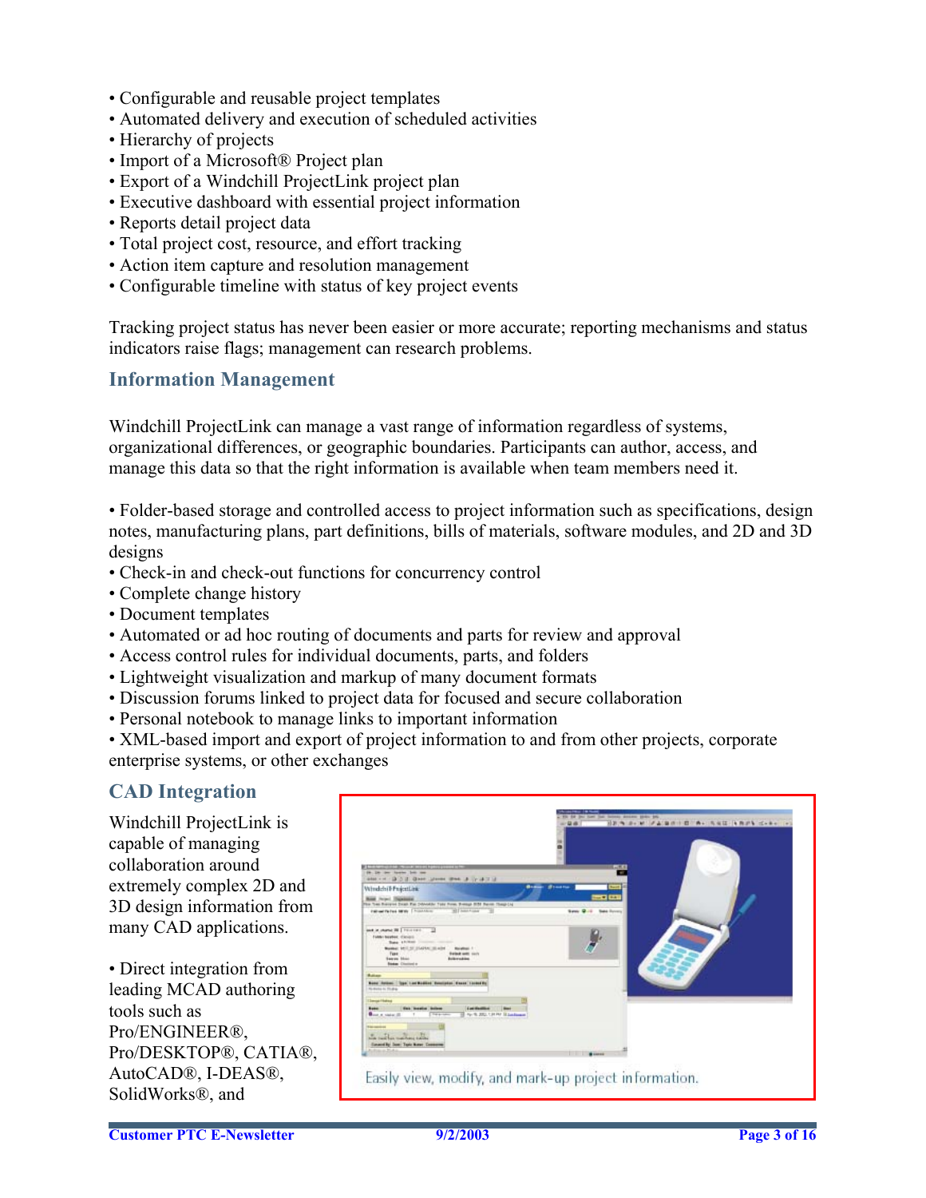- Configurable and reusable project templates
- Automated delivery and execution of scheduled activities
- Hierarchy of projects
- Import of a Microsoft® Project plan
- Export of a Windchill ProjectLink project plan
- Executive dashboard with essential project information
- Reports detail project data
- Total project cost, resource, and effort tracking
- Action item capture and resolution management
- Configurable timeline with status of key project events

Tracking project status has never been easier or more accurate; reporting mechanisms and status indicators raise flags; management can research problems.

## Information Management

Windchill ProjectLink can manage a vast range of information regardless of systems, organizational differences, or geographic boundaries. Participants can author, access, and manage this data so that the right information is available when team members need it.

- Folder-based storage and controlled access to project information such as specifications, design notes, manufacturing plans, part definitions, bills of materials, software modules, and 2D and 3D designs
- Check-in and check-out functions for concurrency control
- Complete change history
- Document templates
- Automated or ad hoc routing of documents and parts for review and approval
- Access control rules for individual documents, parts, and folders
- Lightweight visualization and markup of many document formats
- Discussion forums linked to project data for focused and secure collaboration
- Personal notebook to manage links to important information
- XML-based import and export of project information to and from other projects, corporate enterprise systems, or other exchanges

## CAD Integration

Windchill ProjectLink is capable of managing collaboration around extremely complex 2D and 3D design information from many CAD applications.

- Direct integration from leading MCAD authoring tools such as Pro/ENGINEER®, Pro/DESKTOP®, CATIA®, AutoCAD®, I-DEAS®, SolidWorks®, and

Easily view, modify, and mark-up project information.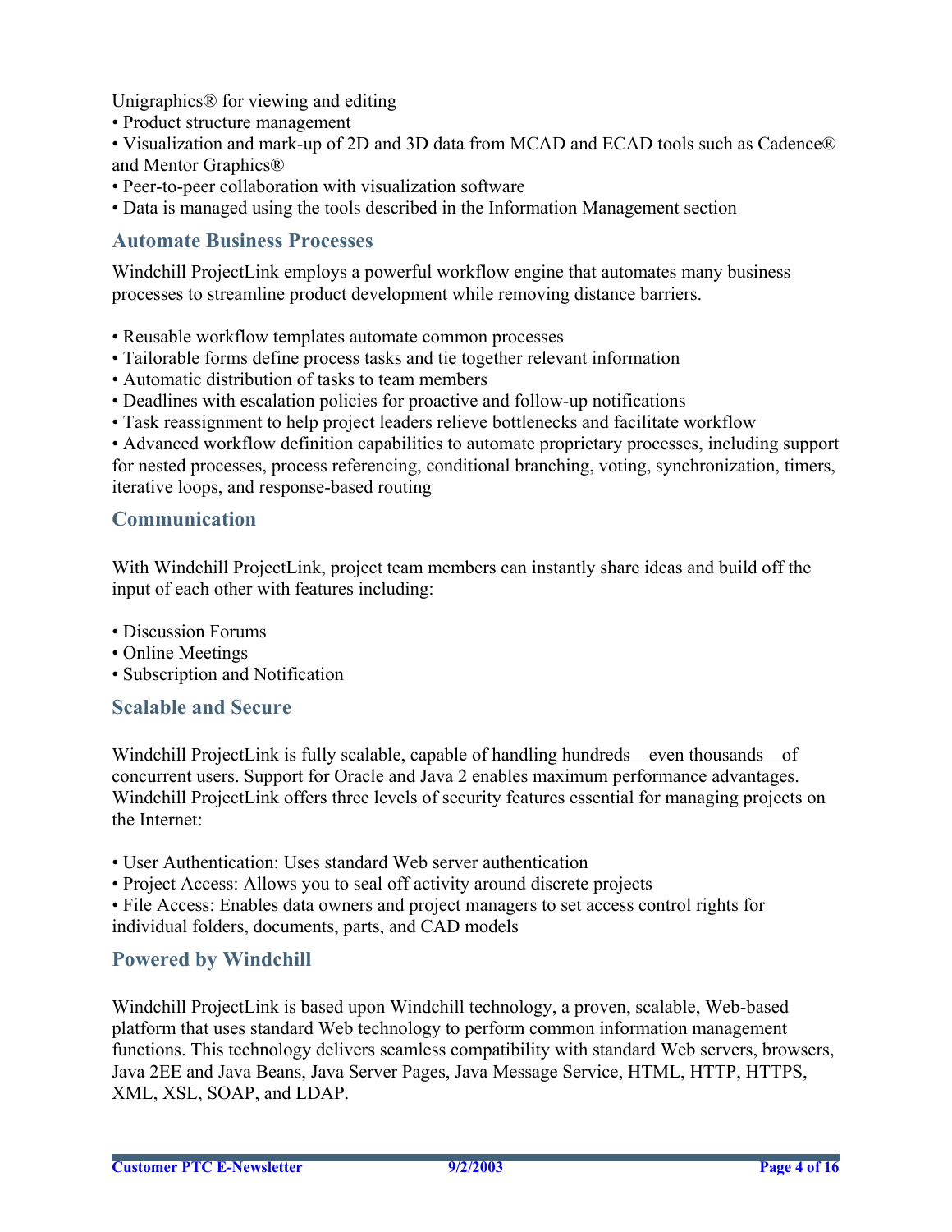Unigraphics® for viewing and editing
- Product structure management
- Visualization and mark-up of 2D and 3D data from MCAD and ECAD tools such as Cadence® and Mentor Graphics®
- Peer-to-peer collaboration with visualization software
- Data is managed using the tools described in the Information Management section

### Automate Business Processes

Windchill ProjectLink employs a powerful workflow engine that automates many business processes to streamline product development while removing distance barriers.

- Reusable workflow templates automate common processes
- Tailorable forms define process tasks and tie together relevant information
- Automatic distribution of tasks to team members
- Deadlines with escalation policies for proactive and follow-up notifications
- Task reassignment to help project leaders relieve bottlenecks and facilitate workflow
- Advanced workflow definition capabilities to automate proprietary processes, including support for nested processes, process referencing, conditional branching, voting, synchronization, timers, iterative loops, and response-based routing

### Communication

With Windchill ProjectLink, project team members can instantly share ideas and build off the input of each other with features including:

- Discussion Forums
- Online Meetings
- Subscription and Notification

### Scalable and Secure

Windchill ProjectLink is fully scalable, capable of handling hundreds—even thousands—of concurrent users. Support for Oracle and Java 2 enables maximum performance advantages. Windchill ProjectLink offers three levels of security features essential for managing projects on the Internet:

- User Authentication: Uses standard Web server authentication
- Project Access: Allows you to seal off activity around discrete projects
- File Access: Enables data owners and project managers to set access control rights for individual folders, documents, parts, and CAD models

### Powered by Windchill

Windchill ProjectLink is based upon Windchill technology, a proven, scalable, Web-based platform that uses standard Web technology to perform common information management functions. This technology delivers seamless compatibility with standard Web servers, browsers, Java 2EE and Java Beans, Java Server Pages, Java Message Service, HTML, HTTP, HTTPS, XML, XSL, SOAP, and LDAP.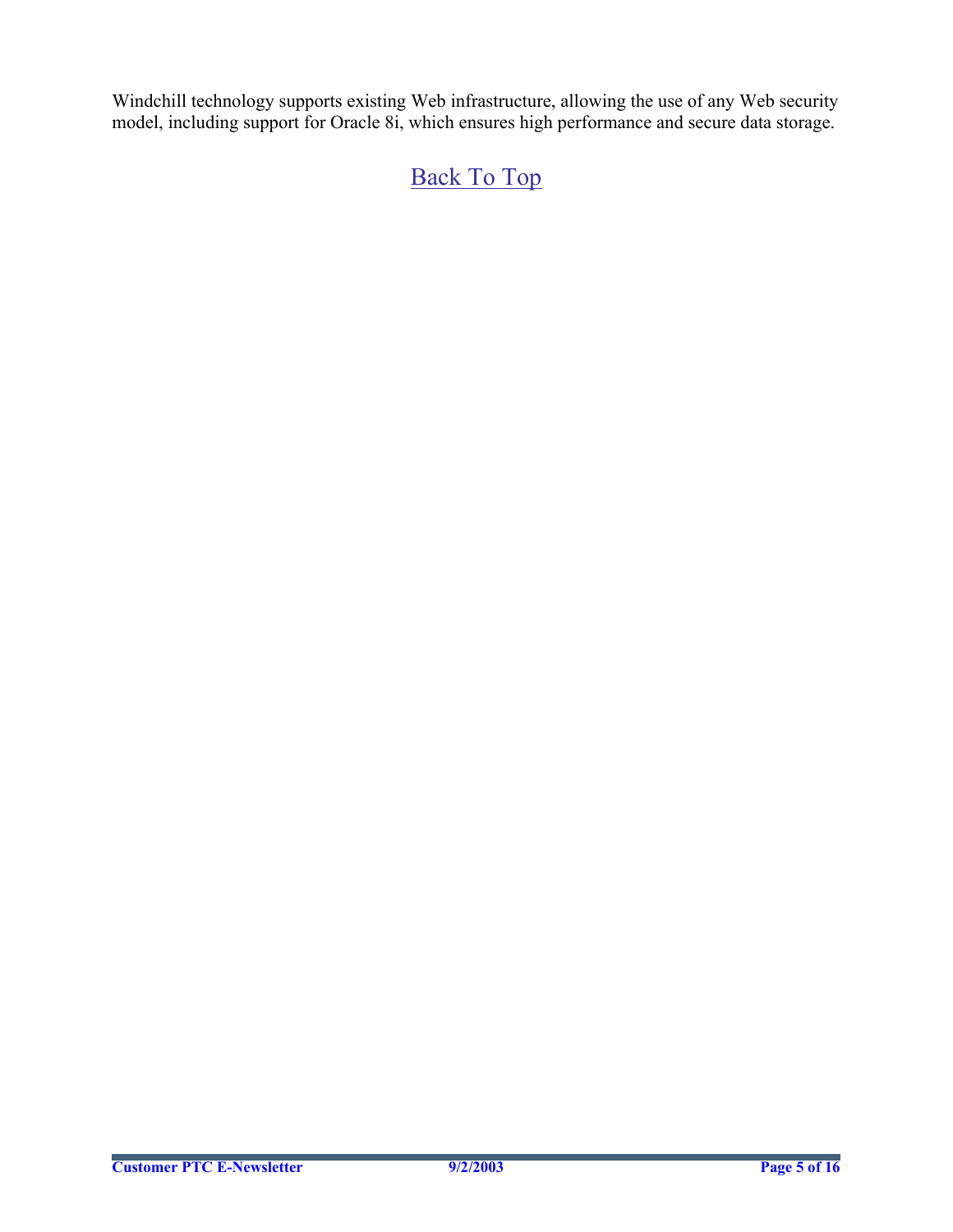Windchill technology supports existing Web infrastructure, allowing the use of any Web security model, including support for Oracle 8i, which ensures high performance and secure data storage.

Back To Top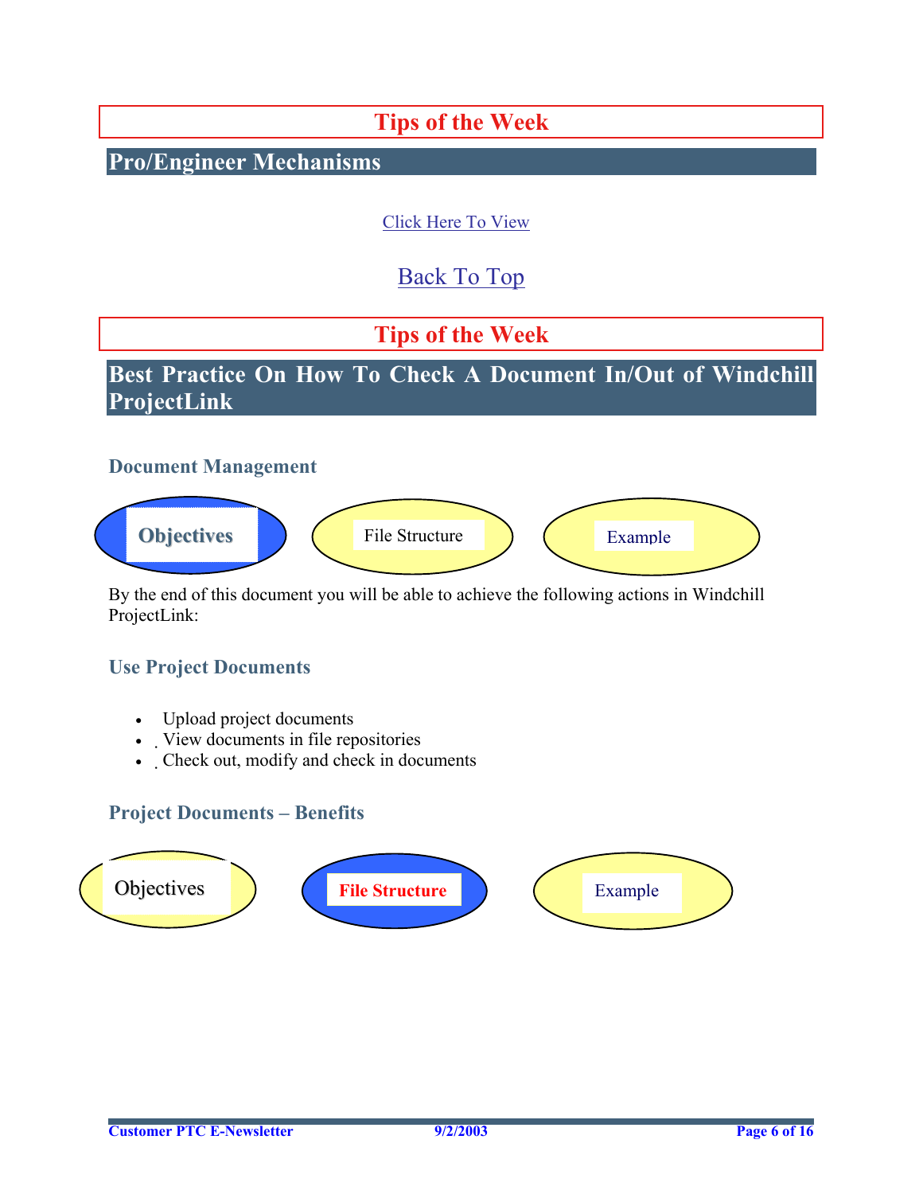## Tips of the Week

## Pro/Engineer Mechanisms

Click Here To View

Back To Top

## Tips of the Week

## Best Practice On How To Check A Document In/Out of Windchill ProjectLink

### Document Management

Objectives | File Structure | Example

By the end of this document you will be able to achieve the following actions in Windchill ProjectLink:

### Use Project Documents

- Upload project documents
- View documents in file repositories
- Check out, modify and check in documents

### Project Documents – Benefits

Objectives | File Structure | Example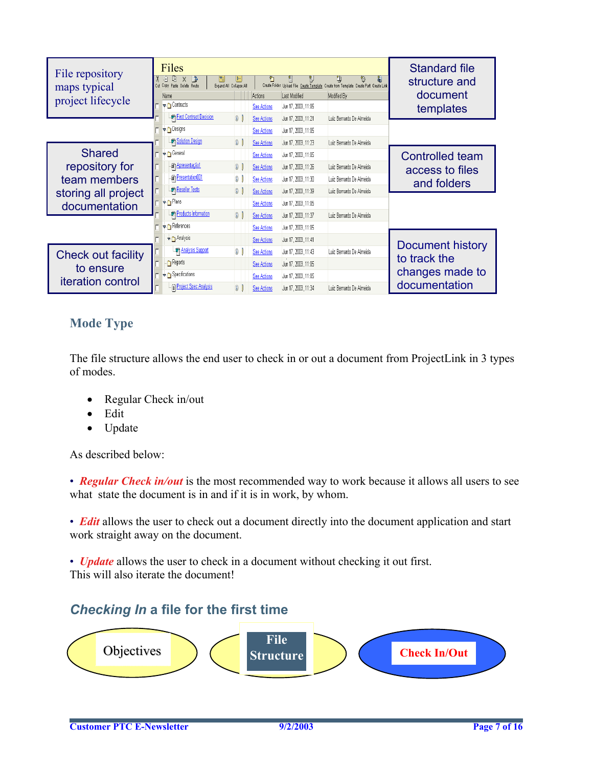File repository maps typical project lifecycle

Shared repository for team members storing all project documentation

Check out facility to ensure iteration control

Standard file structure and document templates

Controlled team access to files and folders

Document history to track the changes made to documentation

## Mode Type

The file structure allows the end user to check in or out a document from ProjectLink in 3 types of modes.

- Regular Check in/out
- Edit
- Update

As described below:

• ***Regular Check in/out*** is the most recommended way to work because it allows all users to see what state the document is in and if it is in work, by whom.

• ***Edit*** allows the user to check out a document directly into the document application and start work straight away on the document.

• ***Update*** allows the user to check in a document without checking it out first. This will also iterate the document!

## *Checking In* a file for the first time

Objectives

File Structure

Check In/Out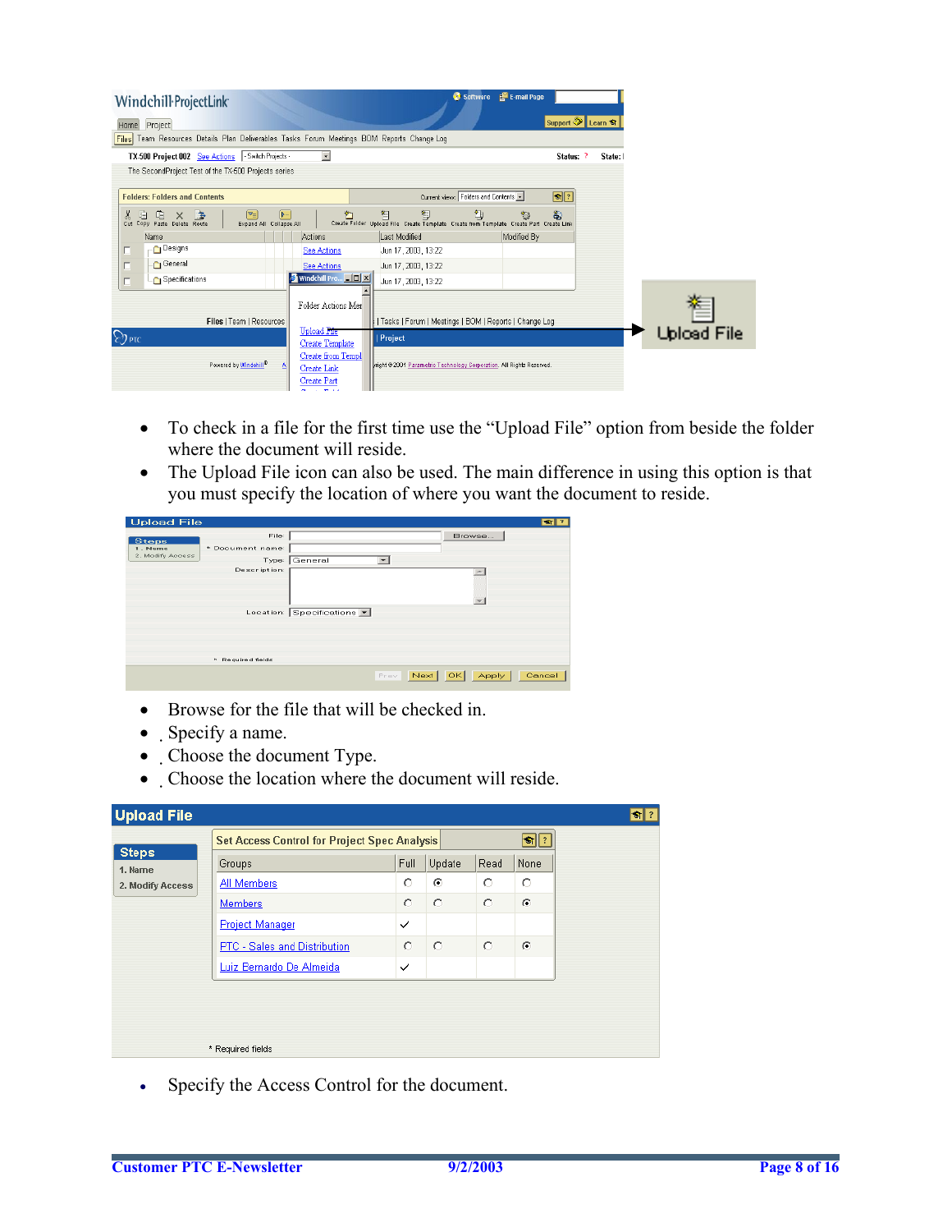- To check in a file for the first time use the "Upload File" option from beside the folder where the document will reside.
- The Upload File icon can also be used. The main difference in using this option is that you must specify the location of where you want the document to reside.

- Browse for the file that will be checked in.
- Specify a name.
- Choose the document Type.
- Choose the location where the document will reside.

- Specify the Access Control for the document.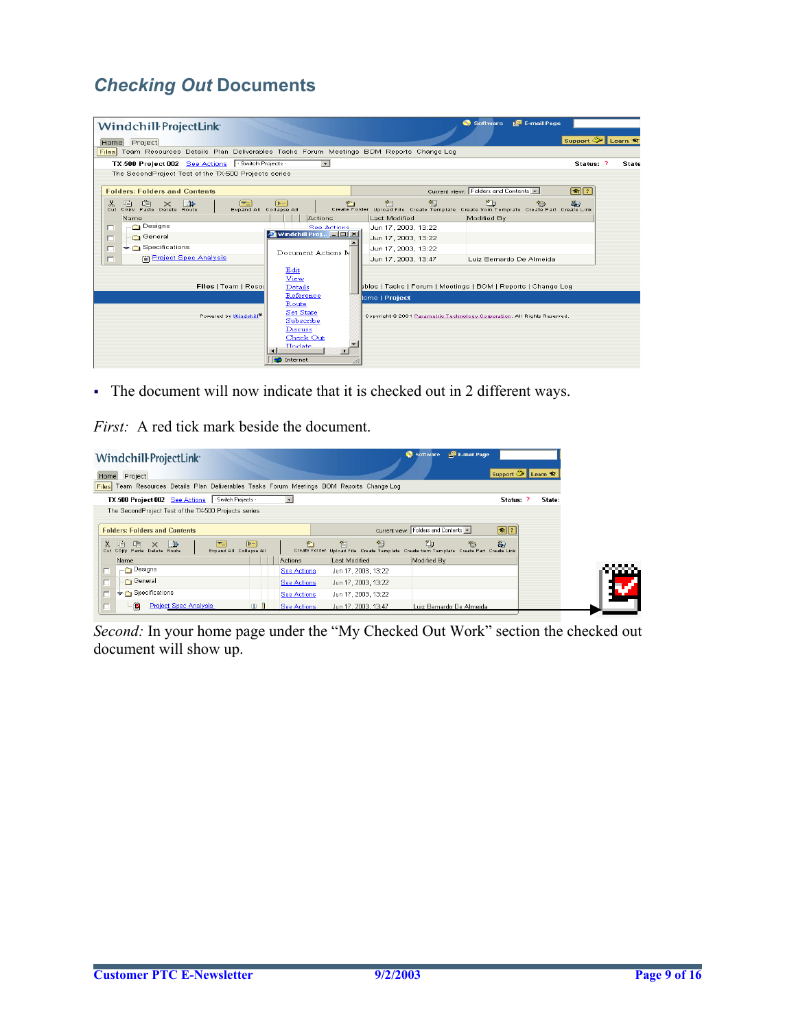## *Checking Out* Documents

- The document will now indicate that it is checked out in 2 different ways.

*First:* A red tick mark beside the document.

*Second:* In your home page under the “My Checked Out Work” section the checked out document will show up.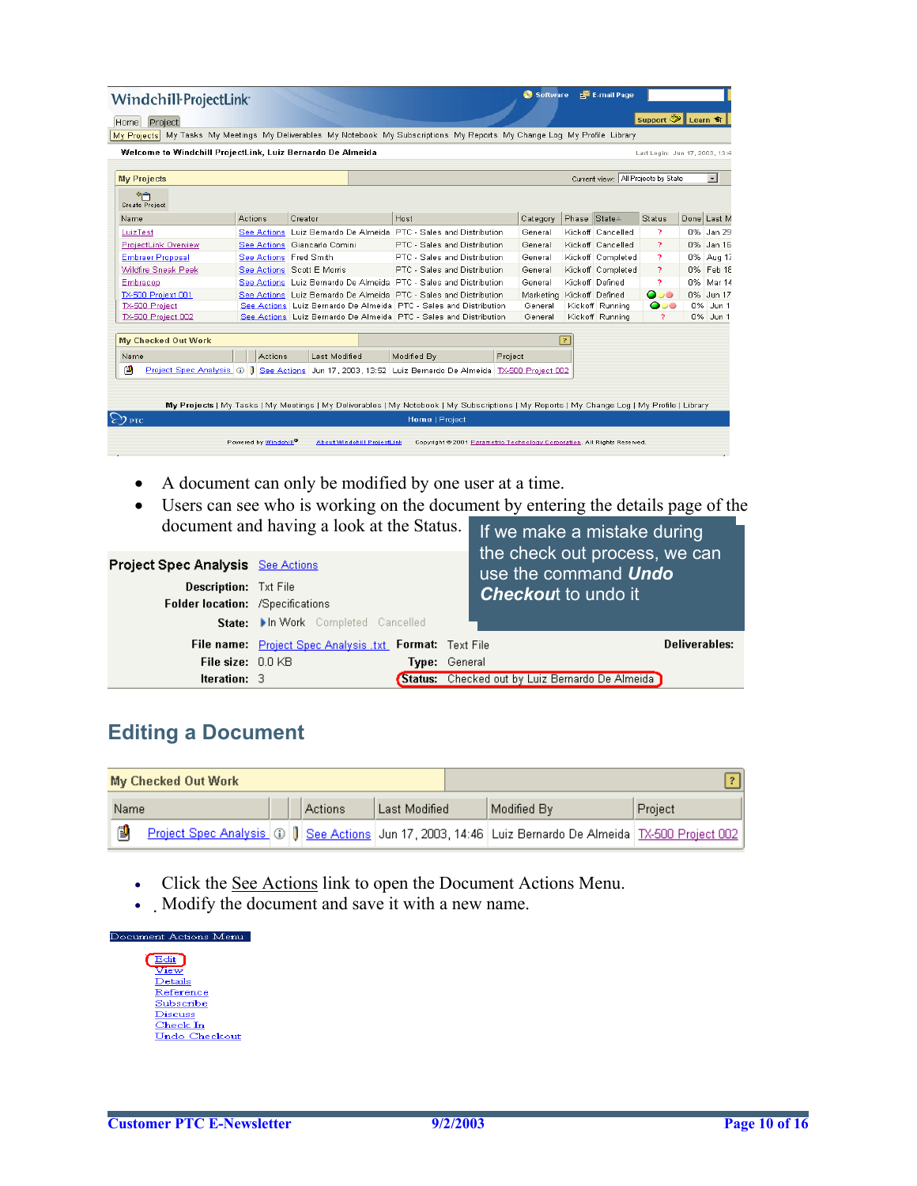- A document can only be modified by one user at a time.
- Users can see who is working on the document by entering the details page of the document and having a look at the Status.

If we make a mistake during the check out process, we can use the command ***Undo Checkout*** to undo it

## Editing a Document

- Click the See Actions link to open the Document Actions Menu.
- Modify the document and save it with a new name.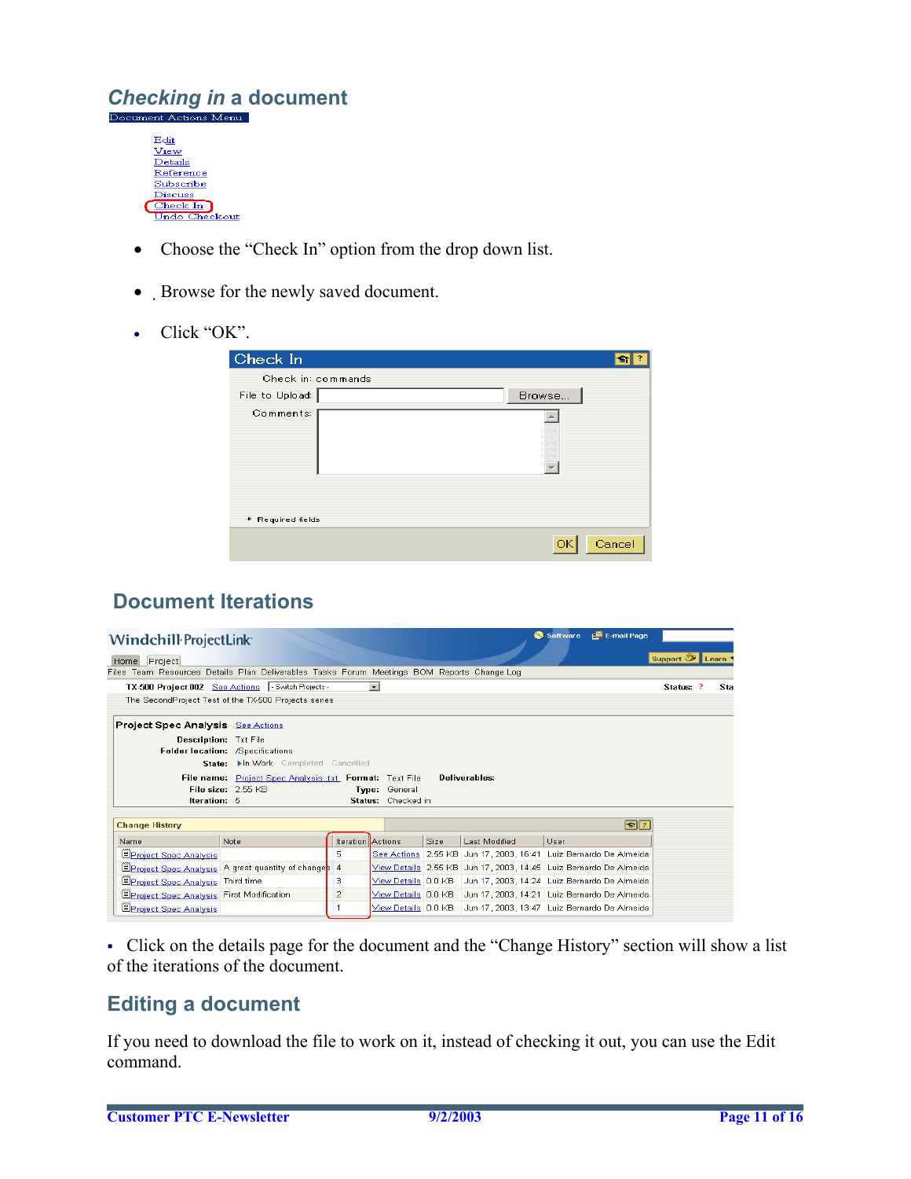## *Checking in* a document

- Choose the "Check In" option from the drop down list.
- Browse for the newly saved document.
- Click "OK".

## Document Iterations

- Click on the details page for the document and the "Change History" section will show a list of the iterations of the document.

## Editing a document

If you need to download the file to work on it, instead of checking it out, you can use the Edit command.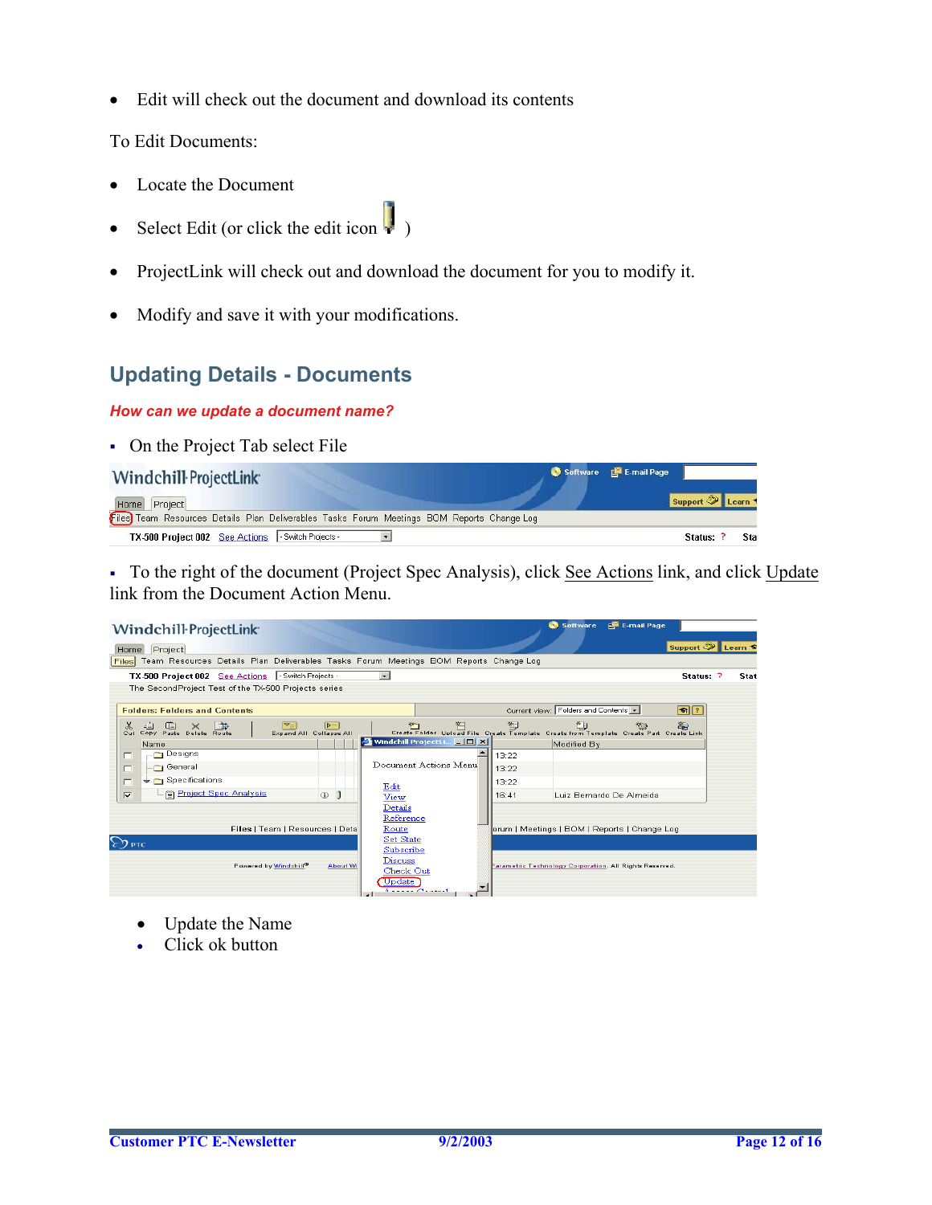- Edit will check out the document and download its contents

To Edit Documents:

- Locate the Document
- Select Edit (or click the edit icon )
- ProjectLink will check out and download the document for you to modify it.
- Modify and save it with your modifications.

## Updating Details - Documents

***How can we update a document name?***

- On the Project Tab select File

- To the right of the document (Project Spec Analysis), click See Actions link, and click Update link from the Document Action Menu.

- Update the Name
- Click ok button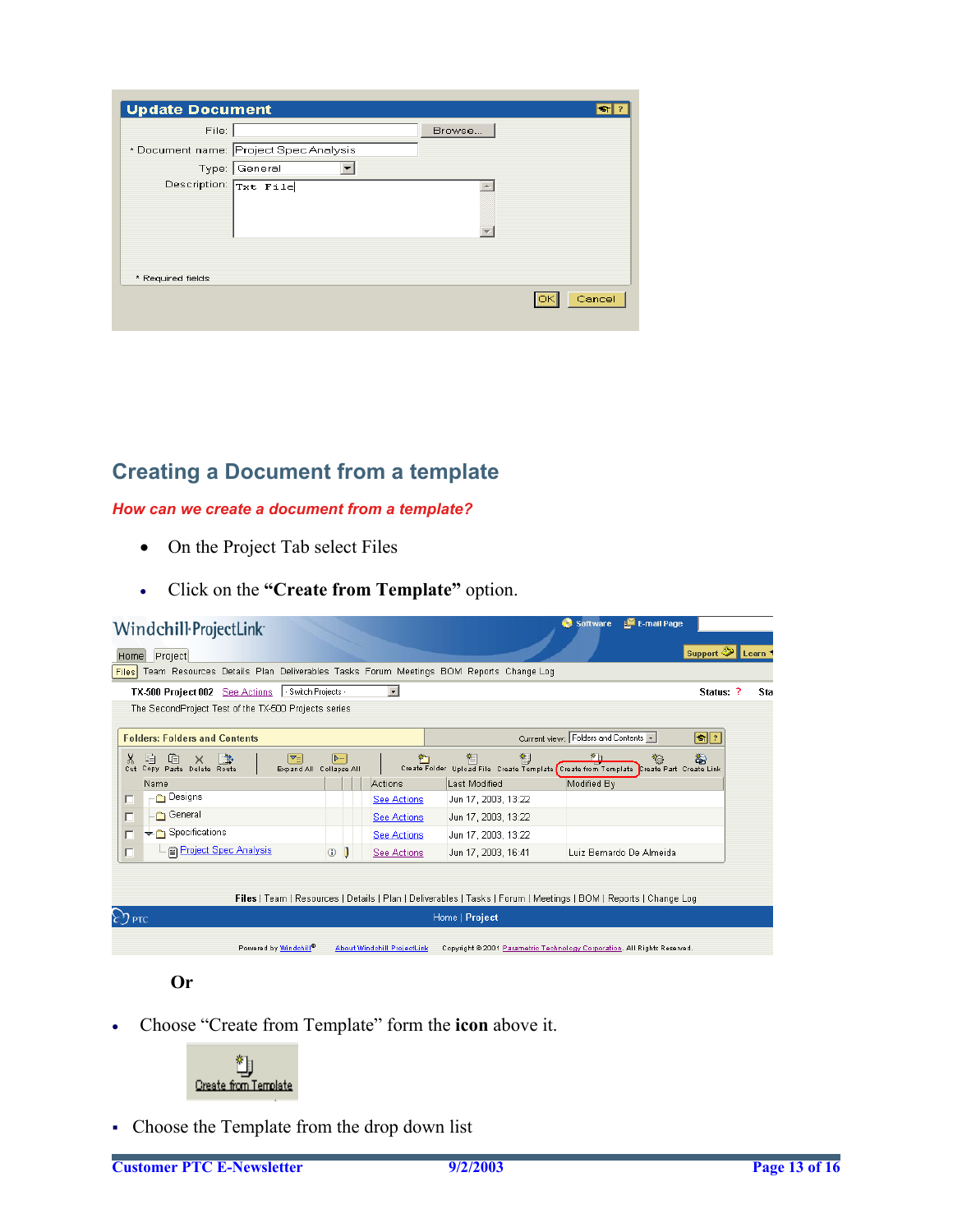## Creating a Document from a template

***How can we create a document from a template?***

- On the Project Tab select Files
- Click on the **"Create from Template"** option.

**Or**

- Choose "Create from Template" form the **icon** above it.
- Choose the Template from the drop down list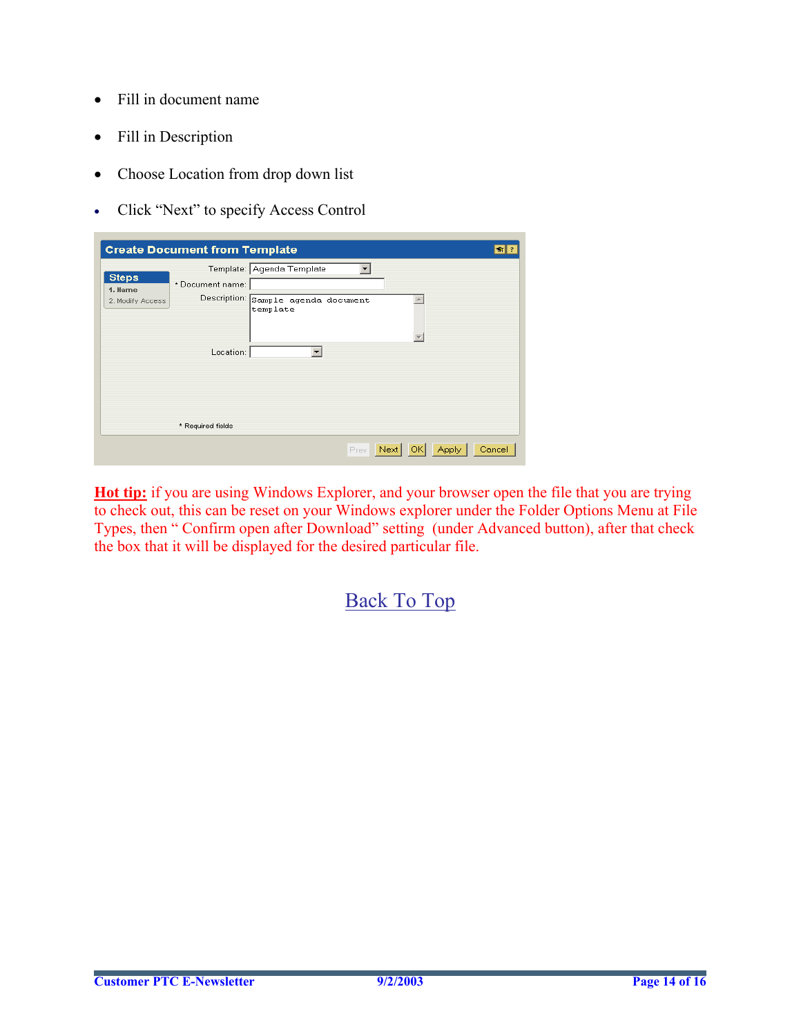- Fill in document name
- Fill in Description
- Choose Location from drop down list
- Click "Next" to specify Access Control

**Hot tip:** if you are using Windows Explorer, and your browser open the file that you are trying to check out, this can be reset on your Windows explorer under the Folder Options Menu at File Types, then " Confirm open after Download" setting (under Advanced button), after that check the box that it will be displayed for the desired particular file.

Back To Top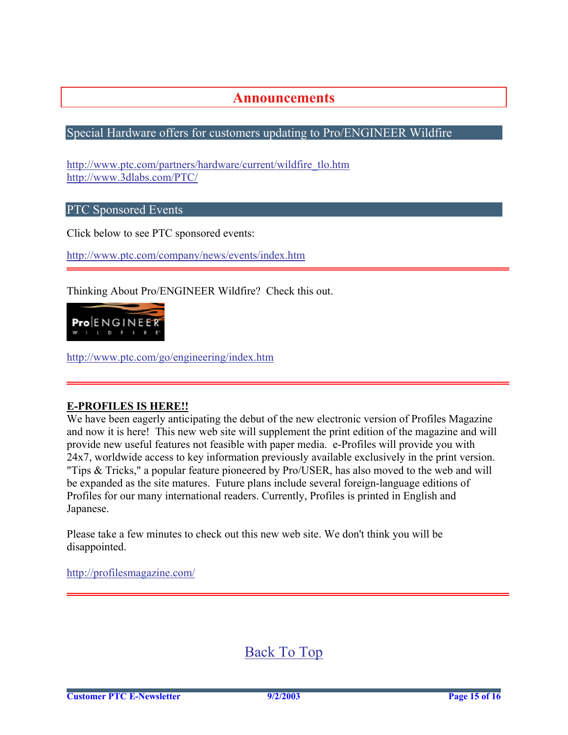# Announcements

## Special Hardware offers for customers updating to Pro/ENGINEER Wildfire

http://www.ptc.com/partners/hardware/current/wildfire_tlo.htm
http://www.3dlabs.com/PTC/

## PTC Sponsored Events

Click below to see PTC sponsored events:

http://www.ptc.com/company/news/events/index.htm

---

Thinking About Pro/ENGINEER Wildfire? Check this out.

http://www.ptc.com/go/engineering/index.htm

---

**E-PROFILES IS HERE!!**

We have been eagerly anticipating the debut of the new electronic version of Profiles Magazine and now it is here! This new web site will supplement the print edition of the magazine and will provide new useful features not feasible with paper media. e-Profiles will provide you with 24x7, worldwide access to key information previously available exclusively in the print version. "Tips & Tricks," a popular feature pioneered by Pro/USER, has also moved to the web and will be expanded as the site matures. Future plans include several foreign-language editions of Profiles for our many international readers. Currently, Profiles is printed in English and Japanese.

Please take a few minutes to check out this new web site. We don't think you will be disappointed.

http://profilesmagazine.com/

---

Back To Top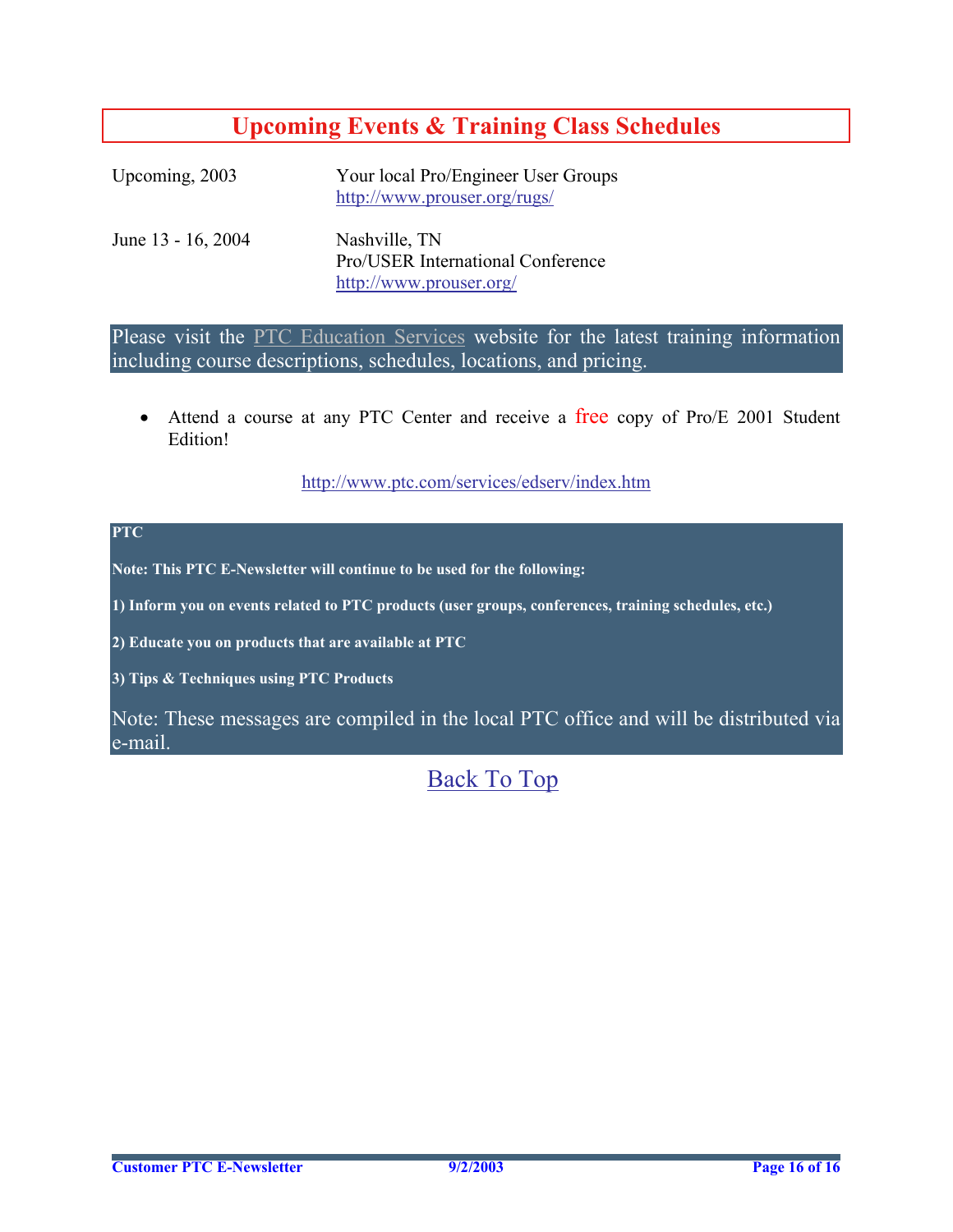## Upcoming Events & Training Class Schedules

| | |
|---|---|
| Upcoming, 2003 | Your local Pro/Engineer User Groups<br>http://www.prouser.org/rugs/ |
| June 13 - 16, 2004 | Nashville, TN<br>Pro/USER International Conference<br>http://www.prouser.org/ |

Please visit the PTC Education Services website for the latest training information including course descriptions, schedules, locations, and pricing.

- Attend a course at any PTC Center and receive a free copy of Pro/E 2001 Student Edition!

http://www.ptc.com/services/edserv/index.htm

**PTC**

**Note: This PTC E-Newsletter will continue to be used for the following:**

**1) Inform you on events related to PTC products (user groups, conferences, training schedules, etc.)**

**2) Educate you on products that are available at PTC**

**3) Tips & Techniques using PTC Products**

Note: These messages are compiled in the local PTC office and will be distributed via e-mail.

Back To Top